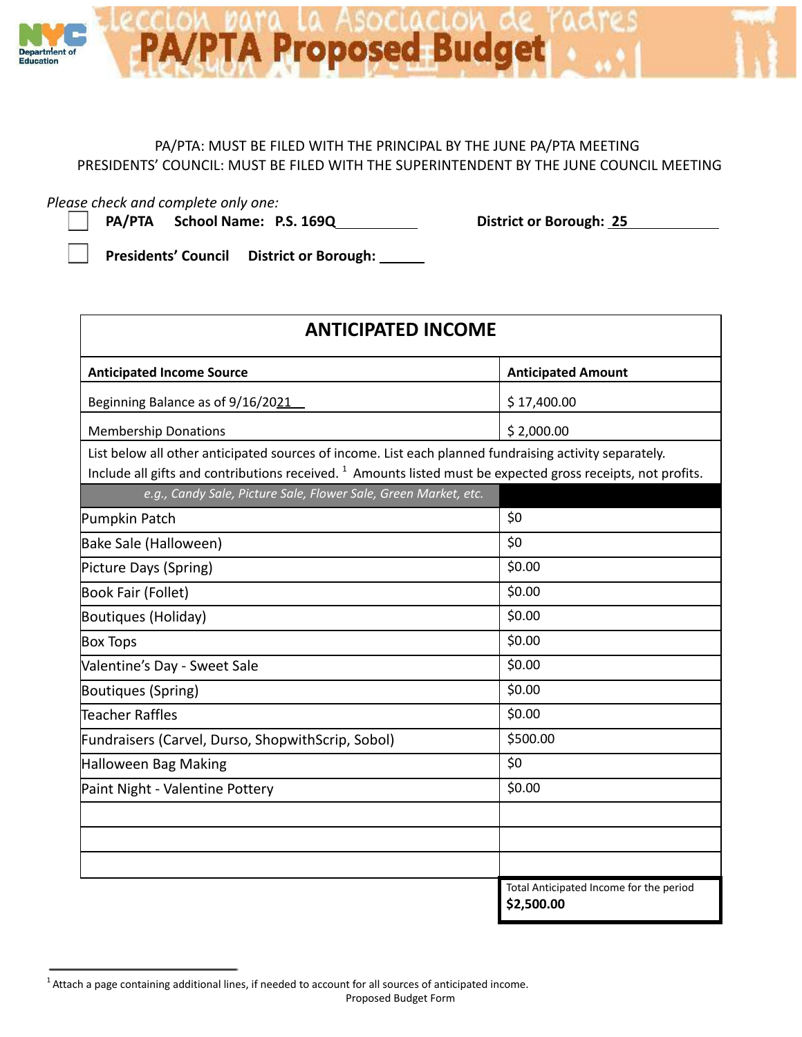# PA/PTA Proposed Budget

PA/PTA: MUST BE FILED WITH THE PRINCIPAL BY THE JUNE PA/PTA MEETING
PRESIDENTS' COUNCIL: MUST BE FILED WITH THE SUPERINTENDENT BY THE JUNE COUNCIL MEETING

*Please check and complete only one:*

☐ **PA/PTA** **School Name: P.S. 169Q** **District or Borough: 25**

☐ **Presidents' Council** **District or Borough:** ______

## ANTICIPATED INCOME

| **Anticipated Income Source** | **Anticipated Amount** |
|---|---|
| Beginning Balance as of 9/16/2021 | $ 17,400.00 |
| Membership Donations | $ 2,000.00 |
| List below all other anticipated sources of income. List each planned fundraising activity separately. Include all gifts and contributions received. [1] Amounts listed must be expected gross receipts, not profits. | |
| *e.g., Candy Sale, Picture Sale, Flower Sale, Green Market, etc.* | |
| Pumpkin Patch | $0 |
| Bake Sale (Halloween) | $0 |
| Picture Days (Spring) | $0.00 |
| Book Fair (Follet) | $0.00 |
| Boutiques (Holiday) | $0.00 |
| Box Tops | $0.00 |
| Valentine's Day - Sweet Sale | $0.00 |
| Boutiques (Spring) | $0.00 |
| Teacher Raffles | $0.00 |
| Fundraisers (Carvel, Durso, ShopwithScrip, Sobol) | $500.00 |
| Halloween Bag Making | $0 |
| Paint Night - Valentine Pottery | $0.00 |
| | |
| | |
| | |
| | Total Anticipated Income for the period **$2,500.00** |

[1] Attach a page containing additional lines, if needed to account for all sources of anticipated income.

Proposed Budget Form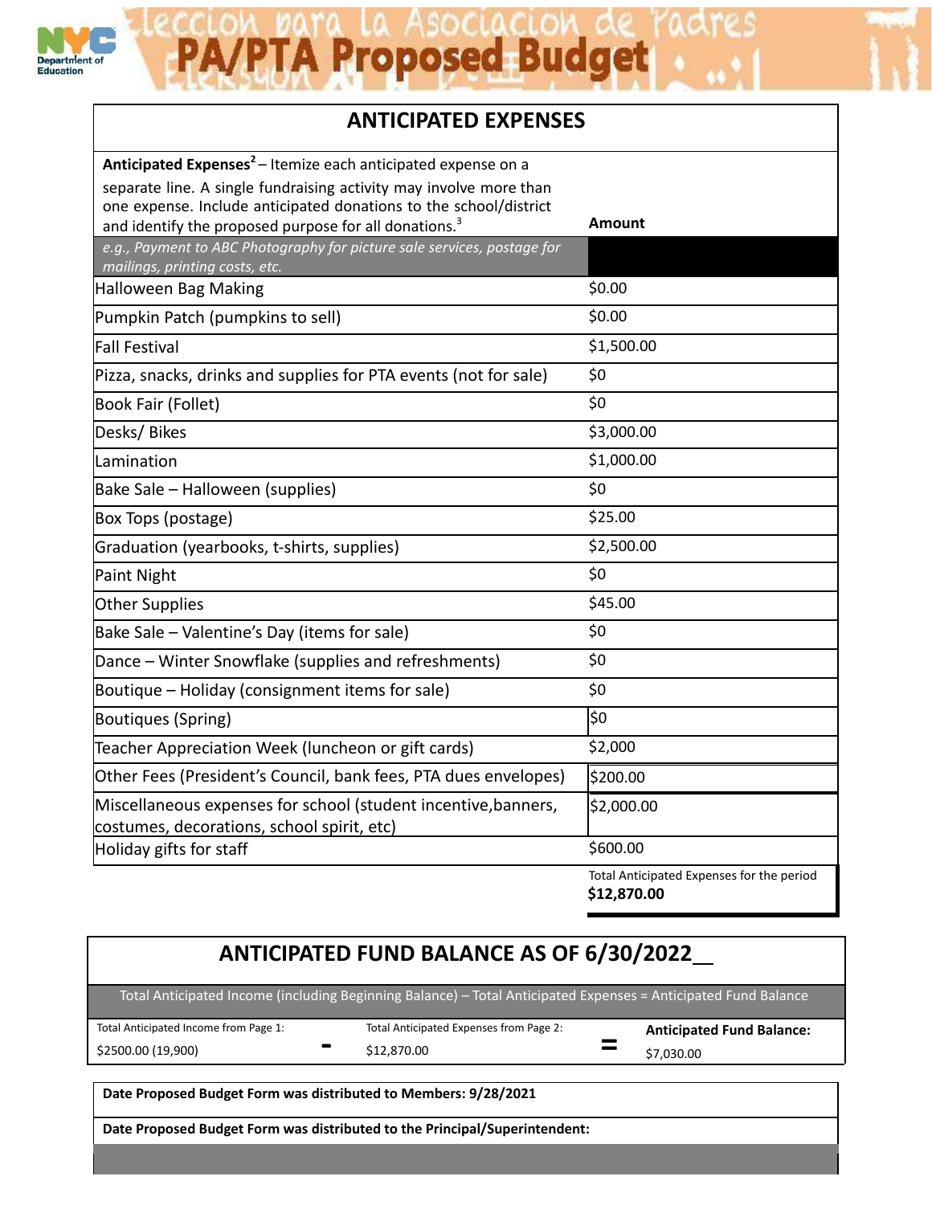# PA/PTA Proposed Budget

## ANTICIPATED EXPENSES

| Anticipated Expenses[2] – Itemize each anticipated expense on a separate line. A single fundraising activity may involve more than one expense. Include anticipated donations to the school/district and identify the proposed purpose for all donations.[3] | Amount |
|---|---|
| *e.g., Payment to ABC Photography for picture sale services, postage for mailings, printing costs, etc.* | |
| Halloween Bag Making | $0.00 |
| Pumpkin Patch (pumpkins to sell) | $0.00 |
| Fall Festival | $1,500.00 |
| Pizza, snacks, drinks and supplies for PTA events (not for sale) | $0 |
| Book Fair (Follet) | $0 |
| Desks/ Bikes | $3,000.00 |
| Lamination | $1,000.00 |
| Bake Sale – Halloween (supplies) | $0 |
| Box Tops (postage) | $25.00 |
| Graduation (yearbooks, t-shirts, supplies) | $2,500.00 |
| Paint Night | $0 |
| Other Supplies | $45.00 |
| Bake Sale – Valentine's Day (items for sale) | $0 |
| Dance – Winter Snowflake (supplies and refreshments) | $0 |
| Boutique – Holiday (consignment items for sale) | $0 |
| Boutiques (Spring) | $0 |
| Teacher Appreciation Week (luncheon or gift cards) | $2,000 |
| Other Fees (President's Council, bank fees, PTA dues envelopes) | $200.00 |
| Miscellaneous expenses for school (student incentive,banners, costumes, decorations, school spirit, etc) | $2,000.00 |
| Holiday gifts for staff | $600.00 |
| | Total Anticipated Expenses for the period **$12,870.00** |

## ANTICIPATED FUND BALANCE AS OF 6/30/2022__

Total Anticipated Income (including Beginning Balance) – Total Anticipated Expenses = Anticipated Fund Balance

| Total Anticipated Income from Page 1: | | Total Anticipated Expenses from Page 2: | | **Anticipated Fund Balance:** |
|---|---|---|---|---|
| $2500.00 (19,900) | - | $12,870.00 | = | $7,030.00 |

**Date Proposed Budget Form was distributed to Members: 9/28/2021**

**Date Proposed Budget Form was distributed to the Principal/Superintendent:**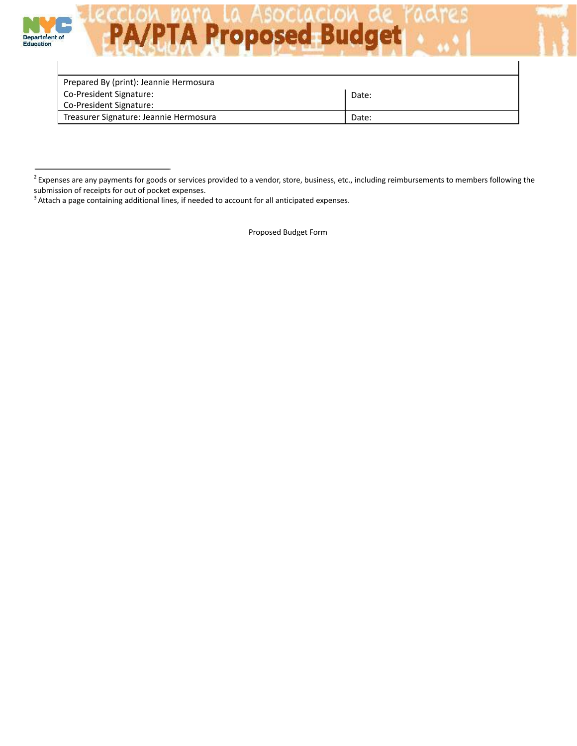| | |
|---|---|
| Prepared By (print): Jeannie Hermosura | |
| Co-President Signature:<br>Co-President Signature: | Date: |
| Treasurer Signature: Jeannie Hermosura | Date: |

---

[2] Expenses are any payments for goods or services provided to a vendor, store, business, etc., including reimbursements to members following the submission of receipts for out of pocket expenses.

[3] Attach a page containing additional lines, if needed to account for all anticipated expenses.